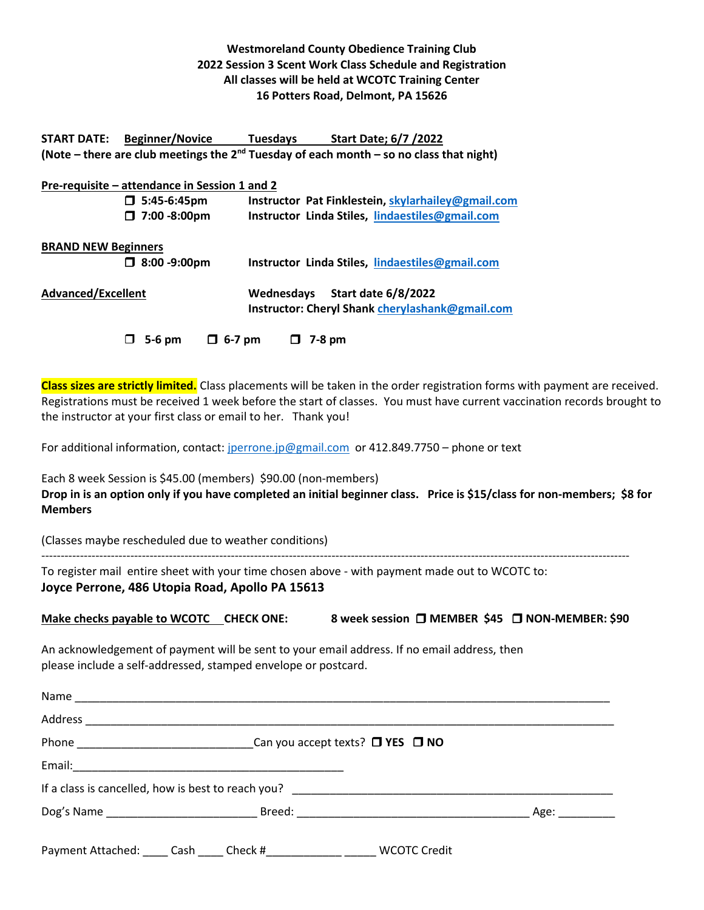**Westmoreland County Obedience Training Club**
**2022 Session 3 Scent Work Class Schedule and Registration**
**All classes will be held at WCOTC Training Center**
**16 Potters Road, Delmont, PA 15626**

**START DATE: Beginner/Novice Tuesdays Start Date; 6/7 /2022**
**(Note – there are club meetings the 2nd Tuesday of each month – so no class that night)**

**Pre-requisite – attendance in Session 1 and 2**

- ❒ **5:45-6:45pm** **Instructor Pat Finklestein, skylarhailey@gmail.com**
- ❒ **7:00 -8:00pm** **Instructor Linda Stiles, lindaestiles@gmail.com**

**BRAND NEW Beginners**

- ❒ **8:00 -9:00pm** **Instructor Linda Stiles, lindaestiles@gmail.com**

**Advanced/Excellent** **Wednesdays Start date 6/8/2022**
**Instructor: Cheryl Shank cherylashank@gmail.com**

❒ **5-6 pm** ❒ **6-7 pm** ❒ **7-8 pm**

**Class sizes are strictly limited.** Class placements will be taken in the order registration forms with payment are received. Registrations must be received 1 week before the start of classes. You must have current vaccination records brought to the instructor at your first class or email to her. Thank you!

For additional information, contact: jperrone.jp@gmail.com or 412.849.7750 – phone or text

Each 8 week Session is $45.00 (members) $90.00 (non-members)
**Drop in is an option only if you have completed an initial beginner class. Price is $15/class for non-members; $8 for Members**

(Classes maybe rescheduled due to weather conditions)

---

To register mail entire sheet with your time chosen above - with payment made out to WCOTC to:
**Joyce Perrone, 486 Utopia Road, Apollo PA 15613**

**Make checks payable to WCOTC CHECK ONE: 8 week session ❒ MEMBER $45 ❒ NON-MEMBER: $90**

An acknowledgement of payment will be sent to your email address. If no email address, then please include a self-addressed, stamped envelope or postcard.

Name ____________________________________________

Address ____________________________________________

Phone ____________________ Can you accept texts? ❒ **YES** ❒ **NO**

Email: ____________________________________________

If a class is cancelled, how is best to reach you? ____________________________________________

Dog's Name ____________________ Breed: ____________________ Age: _________

Payment Attached: ____ Cash ____ Check #____________ _____ WCOTC Credit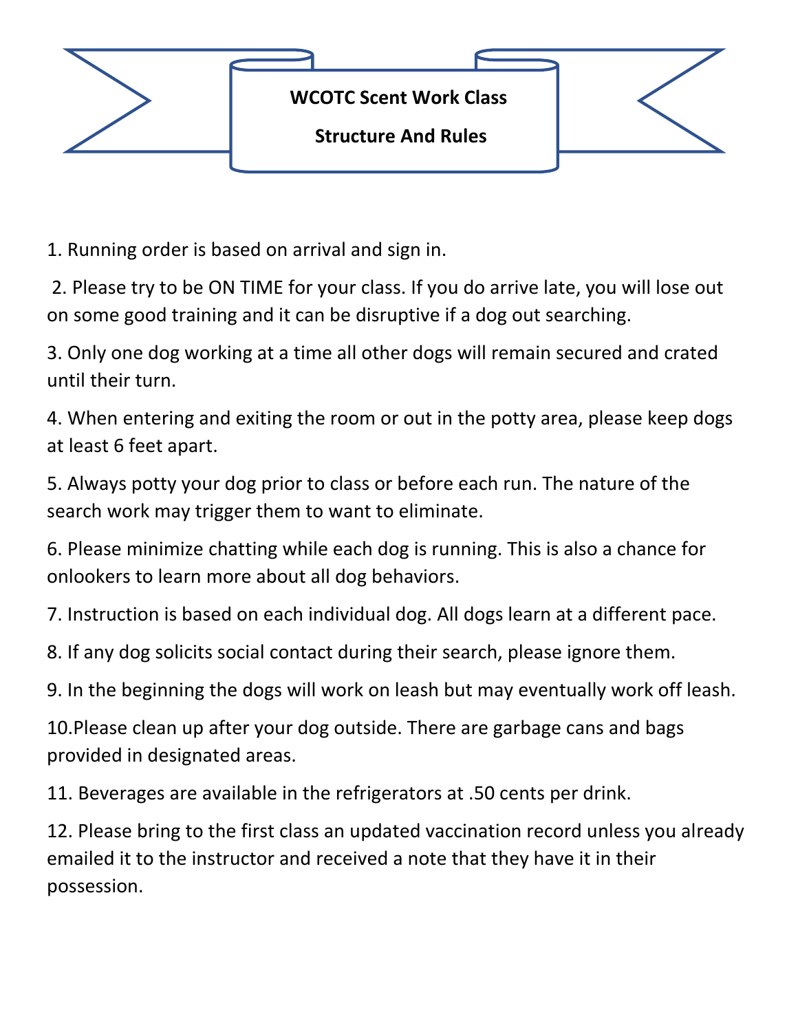# WCOTC Scent Work Class

## Structure And Rules

1. Running order is based on arrival and sign in.
2. Please try to be ON TIME for your class. If you do arrive late, you will lose out on some good training and it can be disruptive if a dog out searching.
3. Only one dog working at a time all other dogs will remain secured and crated until their turn.
4. When entering and exiting the room or out in the potty area, please keep dogs at least 6 feet apart.
5. Always potty your dog prior to class or before each run. The nature of the search work may trigger them to want to eliminate.
6. Please minimize chatting while each dog is running. This is also a chance for onlookers to learn more about all dog behaviors.
7. Instruction is based on each individual dog. All dogs learn at a different pace.
8. If any dog solicits social contact during their search, please ignore them.
9. In the beginning the dogs will work on leash but may eventually work off leash.
10. Please clean up after your dog outside. There are garbage cans and bags provided in designated areas.
11. Beverages are available in the refrigerators at .50 cents per drink.
12. Please bring to the first class an updated vaccination record unless you already emailed it to the instructor and received a note that they have it in their possession.